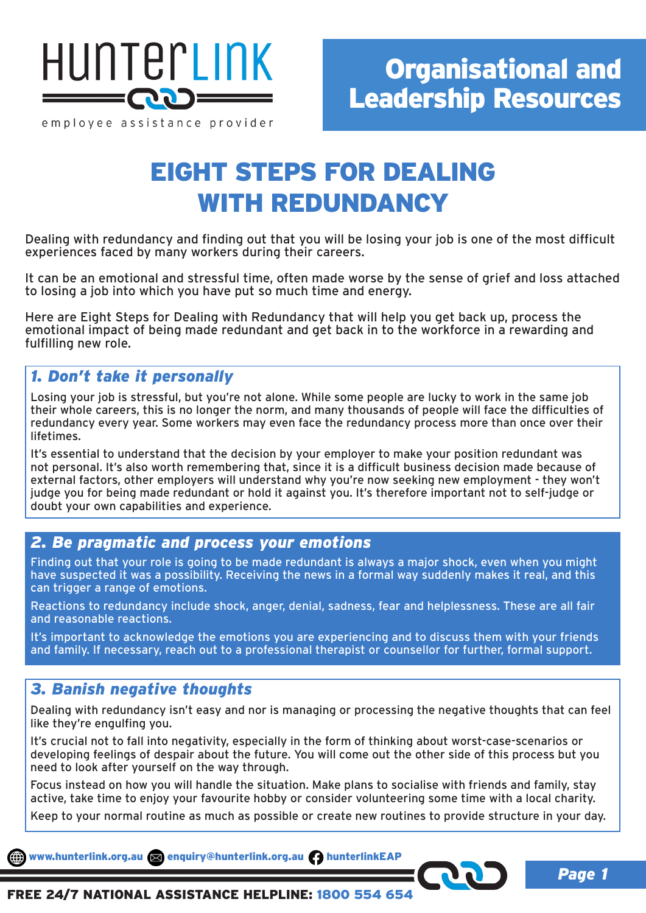HunterLink

employee assistance provider

**Organisational and Leadership Resources**

# EIGHT STEPS FOR DEALING WITH REDUNDANCY

Dealing with redundancy and finding out that you will be losing your job is one of the most difficult experiences faced by many workers during their careers.

It can be an emotional and stressful time, often made worse by the sense of grief and loss attached to losing a job into which you have put so much time and energy.

Here are Eight Steps for Dealing with Redundancy that will help you get back up, process the emotional impact of being made redundant and get back in to the workforce in a rewarding and fulfilling new role.

## *1. Don't take it personally*

Losing your job is stressful, but you're not alone. While some people are lucky to work in the same job their whole careers, this is no longer the norm, and many thousands of people will face the difficulties of redundancy every year. Some workers may even face the redundancy process more than once over their lifetimes.

It's essential to understand that the decision by your employer to make your position redundant was not personal. It's also worth remembering that, since it is a difficult business decision made because of external factors, other employers will understand why you're now seeking new employment - they won't judge you for being made redundant or hold it against you. It's therefore important not to self-judge or doubt your own capabilities and experience.

## *2. Be pragmatic and process your emotions*

Finding out that your role is going to be made redundant is always a major shock, even when you might have suspected it was a possibility. Receiving the news in a formal way suddenly makes it real, and this can trigger a range of emotions.

Reactions to redundancy include shock, anger, denial, sadness, fear and helplessness. These are all fair and reasonable reactions.

It's important to acknowledge the emotions you are experiencing and to discuss them with your friends and family. If necessary, reach out to a professional therapist or counsellor for further, formal support.

## *3. Banish negative thoughts*

Dealing with redundancy isn't easy and nor is managing or processing the negative thoughts that can feel like they're engulfing you.

It's crucial not to fall into negativity, especially in the form of thinking about worst-case-scenarios or developing feelings of despair about the future. You will come out the other side of this process but you need to look after yourself on the way through.

Focus instead on how you will handle the situation. Make plans to socialise with friends and family, stay active, take time to enjoy your favourite hobby or consider volunteering some time with a local charity.

Keep to your normal routine as much as possible or create new routines to provide structure in your day.

www.hunterlink.org.au enquiry@hunterlink.org.au hunterlinkEAP

**FREE 24/7 NATIONAL ASSISTANCE HELPLINE: 1800 554 654**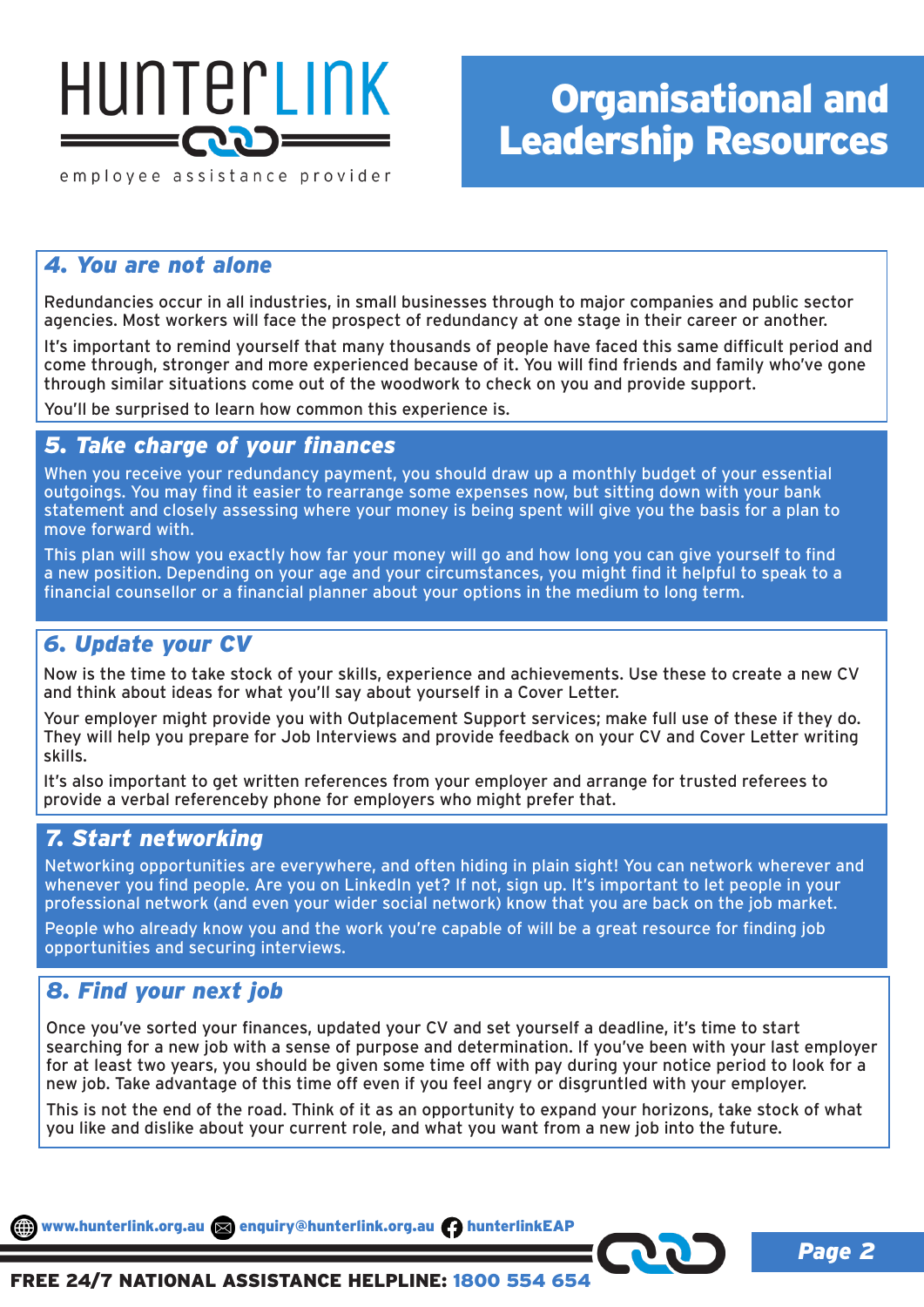# Organisational and Leadership Resources

## 4. You are not alone

Redundancies occur in all industries, in small businesses through to major companies and public sector agencies. Most workers will face the prospect of redundancy at one stage in their career or another.

It's important to remind yourself that many thousands of people have faced this same difficult period and come through, stronger and more experienced because of it. You will find friends and family who've gone through similar situations come out of the woodwork to check on you and provide support.

You'll be surprised to learn how common this experience is.

## 5. Take charge of your finances

When you receive your redundancy payment, you should draw up a monthly budget of your essential outgoings. You may find it easier to rearrange some expenses now, but sitting down with your bank statement and closely assessing where your money is being spent will give you the basis for a plan to move forward with.

This plan will show you exactly how far your money will go and how long you can give yourself to find a new position. Depending on your age and your circumstances, you might find it helpful to speak to a financial counsellor or a financial planner about your options in the medium to long term.

## 6. Update your CV

Now is the time to take stock of your skills, experience and achievements. Use these to create a new CV and think about ideas for what you'll say about yourself in a Cover Letter.

Your employer might provide you with Outplacement Support services; make full use of these if they do. They will help you prepare for Job Interviews and provide feedback on your CV and Cover Letter writing skills.

It's also important to get written references from your employer and arrange for trusted referees to provide a verbal referenceby phone for employers who might prefer that.

## 7. Start networking

Networking opportunities are everywhere, and often hiding in plain sight! You can network wherever and whenever you find people. Are you on LinkedIn yet? If not, sign up. It's important to let people in your professional network (and even your wider social network) know that you are back on the job market.

People who already know you and the work you're capable of will be a great resource for finding job opportunities and securing interviews.

## 8. Find your next job

Once you've sorted your finances, updated your CV and set yourself a deadline, it's time to start searching for a new job with a sense of purpose and determination. If you've been with your last employer for at least two years, you should be given some time off with pay during your notice period to look for a new job. Take advantage of this time off even if you feel angry or disgruntled with your employer.

This is not the end of the road. Think of it as an opportunity to expand your horizons, take stock of what you like and dislike about your current role, and what you want from a new job into the future.

www.hunterlink.org.au | enquiry@hunterlink.org.au | hunterlinkEAP

**FREE 24/7 NATIONAL ASSISTANCE HELPLINE: 1800 554 654**